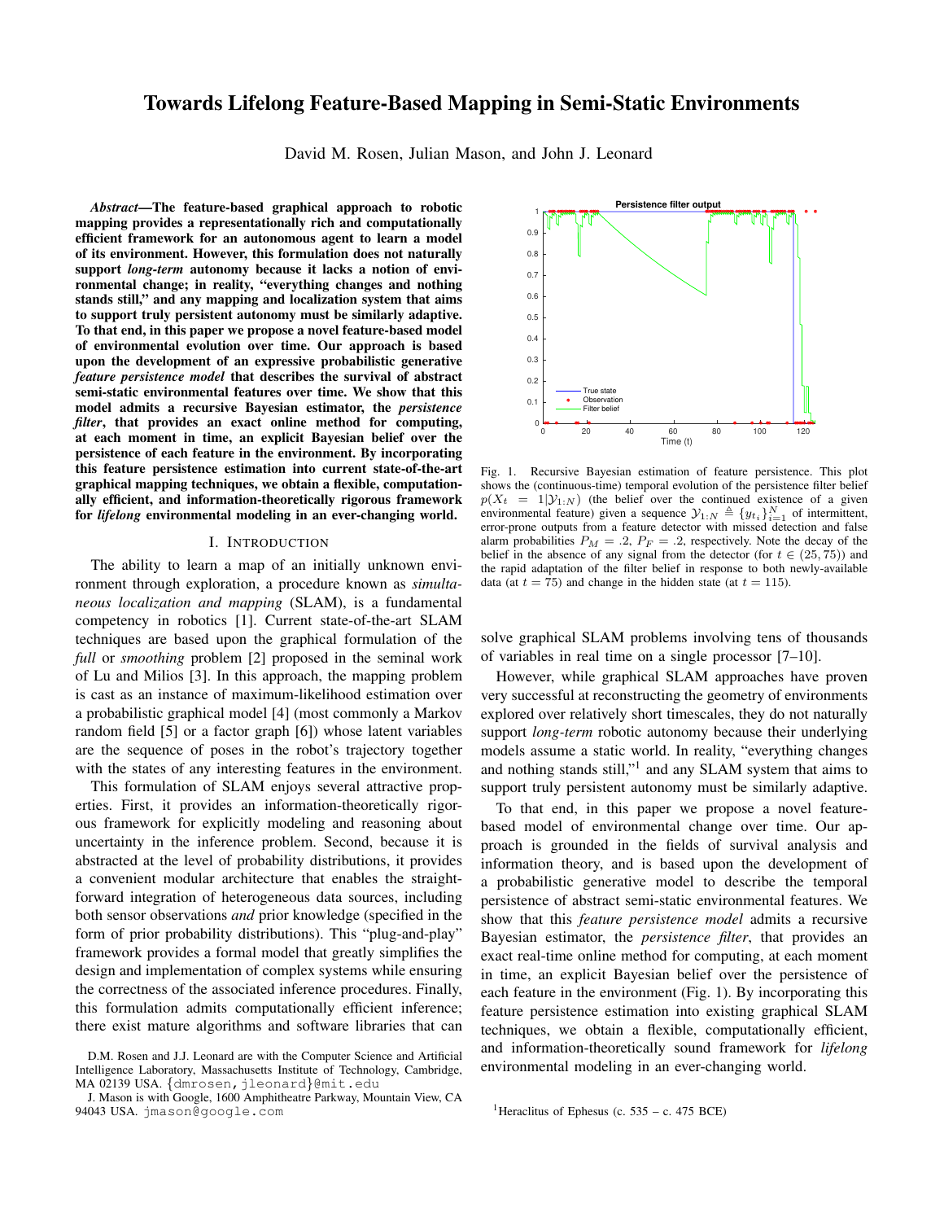# Towards Lifelong Feature-Based Mapping in Semi-Static Environments

David M. Rosen, Julian Mason, and John J. Leonard

***Abstract*—The feature-based graphical approach to robotic mapping provides a representationally rich and computationally efficient framework for an autonomous agent to learn a model of its environment. However, this formulation does not naturally support *long-term* autonomy because it lacks a notion of environmental change; in reality, "everything changes and nothing stands still," and any mapping and localization system that aims to support truly persistent autonomy must be similarly adaptive. To that end, in this paper we propose a novel feature-based model of environmental evolution over time. Our approach is based upon the development of an expressive probabilistic generative *feature persistence model* that describes the survival of abstract semi-static environmental features over time. We show that this model admits a recursive Bayesian estimator, the *persistence filter*, that provides an exact online method for computing, at each moment in time, an explicit Bayesian belief over the persistence of each feature in the environment. By incorporating this feature persistence estimation into current state-of-the-art graphical mapping techniques, we obtain a flexible, computationally efficient, and information-theoretically rigorous framework for *lifelong* environmental modeling in an ever-changing world.**

## I. Introduction

The ability to learn a map of an initially unknown environment through exploration, a procedure known as *simultaneous localization and mapping* (SLAM), is a fundamental competency in robotics [1]. Current state-of-the-art SLAM techniques are based upon the graphical formulation of the *full* or *smoothing* problem [2] proposed in the seminal work of Lu and Milios [3]. In this approach, the mapping problem is cast as an instance of maximum-likelihood estimation over a probabilistic graphical model [4] (most commonly a Markov random field [5] or a factor graph [6]) whose latent variables are the sequence of poses in the robot's trajectory together with the states of any interesting features in the environment.

This formulation of SLAM enjoys several attractive properties. First, it provides an information-theoretically rigorous framework for explicitly modeling and reasoning about uncertainty in the inference problem. Second, because it is abstracted at the level of probability distributions, it provides a convenient modular architecture that enables the straightforward integration of heterogeneous data sources, including both sensor observations *and* prior knowledge (specified in the form of prior probability distributions). This "plug-and-play" framework provides a formal model that greatly simplifies the design and implementation of complex systems while ensuring the correctness of the associated inference procedures. Finally, this formulation admits computationally efficient inference; there exist mature algorithms and software libraries that can solve graphical SLAM problems involving tens of thousands of variables in real time on a single processor [7–10].

However, while graphical SLAM approaches have proven very successful at reconstructing the geometry of environments explored over relatively short timescales, they do not naturally support *long-term* robotic autonomy because their underlying models assume a static world. In reality, "everything changes and nothing stands still,"[1] and any SLAM system that aims to support truly persistent autonomy must be similarly adaptive.

To that end, in this paper we propose a novel feature-based model of environmental change over time. Our approach is grounded in the fields of survival analysis and information theory, and is based upon the development of a probabilistic generative model to describe the temporal persistence of abstract semi-static environmental features. We show that this *feature persistence model* admits a recursive Bayesian estimator, the *persistence filter*, that provides an exact real-time online method for computing, at each moment in time, an explicit Bayesian belief over the persistence of each feature in the environment (Fig. 1). By incorporating this feature persistence estimation into existing graphical SLAM techniques, we obtain a flexible, computationally efficient, and information-theoretically sound framework for *lifelong* environmental modeling in an ever-changing world.

Fig. 1. Recursive Bayesian estimation of feature persistence. This plot shows the (continuous-time) temporal evolution of the persistence filter belief $p(X_t = 1|\mathcal{Y}_{1:N})$ (the belief over the continued existence of a given environmental feature) given a sequence $\mathcal{Y}_{1:N} \triangleq \{y_{t_i}\}_{i=1}^N$ of intermittent, error-prone outputs from a feature detector with missed detection and false alarm probabilities $P_M = .2$, $P_F = .2$, respectively. Note the decay of the belief in the absence of any signal from the detector (for $t \in (25, 75)$) and the rapid adaptation of the filter belief in response to both newly-available data (at $t = 75$) and change in the hidden state (at $t = 115$).

D.M. Rosen and J.J. Leonard are with the Computer Science and Artificial Intelligence Laboratory, Massachusetts Institute of Technology, Cambridge, MA 02139 USA. {dmrosen, jleonard}@mit.edu

J. Mason is with Google, 1600 Amphitheatre Parkway, Mountain View, CA 94043 USA. jmason@google.com

[1] Heraclitus of Ephesus (c. 535 – c. 475 BCE)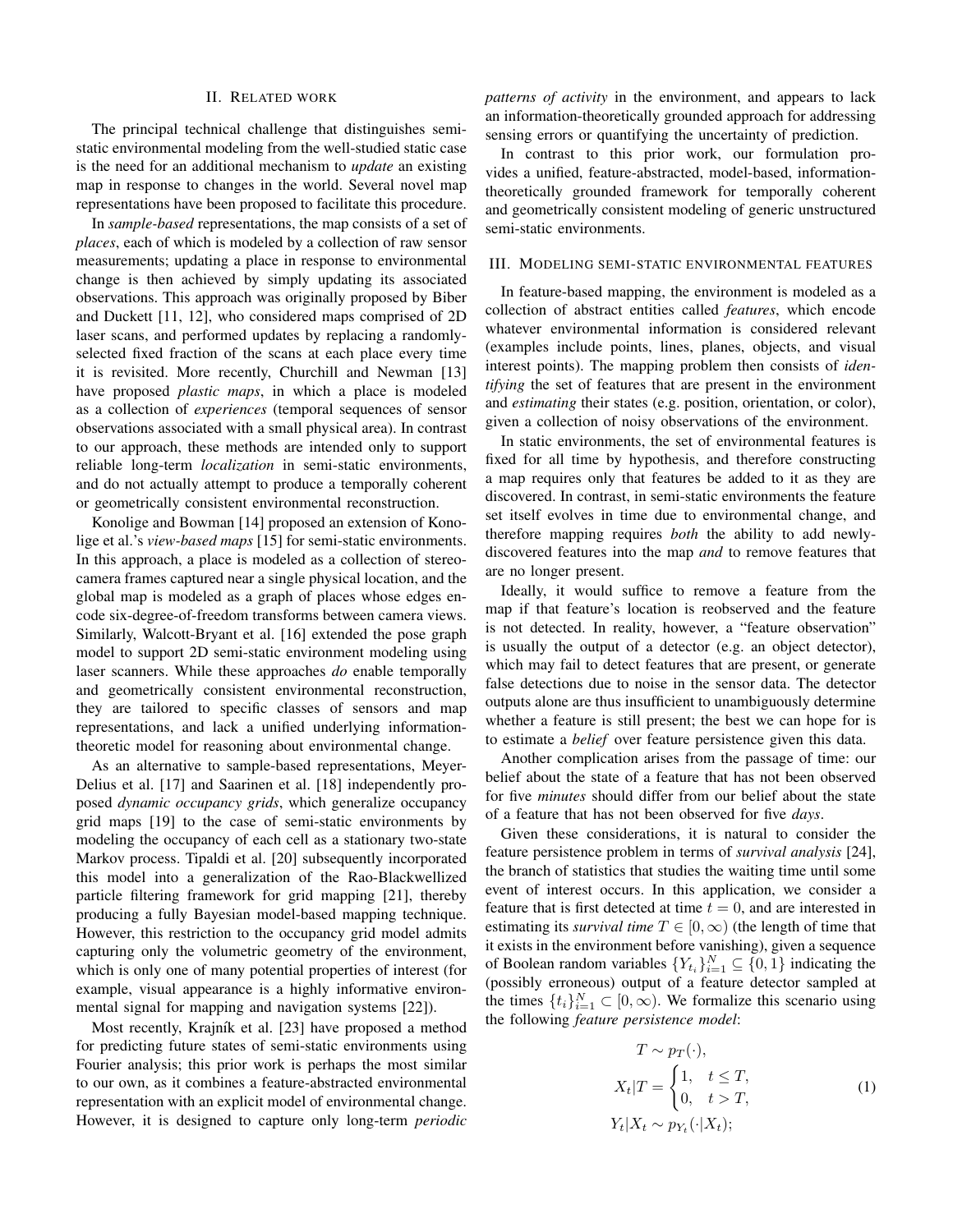## II. Related work

The principal technical challenge that distinguishes semi-static environmental modeling from the well-studied static case is the need for an additional mechanism to *update* an existing map in response to changes in the world. Several novel map representations have been proposed to facilitate this procedure.

In *sample-based* representations, the map consists of a set of *places*, each of which is modeled by a collection of raw sensor measurements; updating a place in response to environmental change is then achieved by simply updating its associated observations. This approach was originally proposed by Biber and Duckett [11, 12], who considered maps comprised of 2D laser scans, and performed updates by replacing a randomly-selected fixed fraction of the scans at each place every time it is revisited. More recently, Churchill and Newman [13] have proposed *plastic maps*, in which a place is modeled as a collection of *experiences* (temporal sequences of sensor observations associated with a small physical area). In contrast to our approach, these methods are intended only to support reliable long-term *localization* in semi-static environments, and do not actually attempt to produce a temporally coherent or geometrically consistent environmental reconstruction.

Konolige and Bowman [14] proposed an extension of Konolige et al.'s *view-based maps* [15] for semi-static environments. In this approach, a place is modeled as a collection of stereo-camera frames captured near a single physical location, and the global map is modeled as a graph of places whose edges encode six-degree-of-freedom transforms between camera views. Similarly, Walcott-Bryant et al. [16] extended the pose graph model to support 2D semi-static environment modeling using laser scanners. While these approaches *do* enable temporally and geometrically consistent environmental reconstruction, they are tailored to specific classes of sensors and map representations, and lack a unified underlying information-theoretic model for reasoning about environmental change.

As an alternative to sample-based representations, Meyer-Delius et al. [17] and Saarinen et al. [18] independently proposed *dynamic occupancy grids*, which generalize occupancy grid maps [19] to the case of semi-static environments by modeling the occupancy of each cell as a stationary two-state Markov process. Tipaldi et al. [20] subsequently incorporated this model into a generalization of the Rao-Blackwellized particle filtering framework for grid mapping [21], thereby producing a fully Bayesian model-based mapping technique. However, this restriction to the occupancy grid model admits capturing only the volumetric geometry of the environment, which is only one of many potential properties of interest (for example, visual appearance is a highly informative environmental signal for mapping and navigation systems [22]).

Most recently, Krajník et al. [23] have proposed a method for predicting future states of semi-static environments using Fourier analysis; this prior work is perhaps the most similar to our own, as it combines a feature-abstracted environmental representation with an explicit model of environmental change. However, it is designed to capture only long-term *periodic patterns of activity* in the environment, and appears to lack an information-theoretically grounded approach for addressing sensing errors or quantifying the uncertainty of prediction.

In contrast to this prior work, our formulation provides a unified, feature-abstracted, model-based, information-theoretically grounded framework for temporally coherent and geometrically consistent modeling of generic unstructured semi-static environments.

## III. Modeling semi-static environmental features

In feature-based mapping, the environment is modeled as a collection of abstract entities called *features*, which encode whatever environmental information is considered relevant (examples include points, lines, planes, objects, and visual interest points). The mapping problem then consists of *identifying* the set of features that are present in the environment and *estimating* their states (e.g. position, orientation, or color), given a collection of noisy observations of the environment.

In static environments, the set of environmental features is fixed for all time by hypothesis, and therefore constructing a map requires only that features be added to it as they are discovered. In contrast, in semi-static environments the feature set itself evolves in time due to environmental change, and therefore mapping requires *both* the ability to add newly-discovered features into the map *and* to remove features that are no longer present.

Ideally, it would suffice to remove a feature from the map if that feature's location is reobserved and the feature is not detected. In reality, however, a "feature observation" is usually the output of a detector (e.g. an object detector), which may fail to detect features that are present, or generate false detections due to noise in the sensor data. The detector outputs alone are thus insufficient to unambiguously determine whether a feature is still present; the best we can hope for is to estimate a *belief* over feature persistence given this data.

Another complication arises from the passage of time: our belief about the state of a feature that has not been observed for five *minutes* should differ from our belief about the state of a feature that has not been observed for five *days*.

Given these considerations, it is natural to consider the feature persistence problem in terms of *survival analysis* [24], the branch of statistics that studies the waiting time until some event of interest occurs. In this application, we consider a feature that is first detected at time $t = 0$, and are interested in estimating its *survival time* $T \in [0, \infty)$ (the length of time that it exists in the environment before vanishing), given a sequence of Boolean random variables $\{Y_{t_i}\}_{i=1}^N \subseteq \{0, 1\}$ indicating the (possibly erroneous) output of a feature detector sampled at the times $\{t_i\}_{i=1}^N \subset [0, \infty)$. We formalize this scenario using the following *feature persistence model*:

$$
\begin{aligned}
T &\sim p_T(\cdot), \\
X_t | T &= \begin{cases} 1, & t \leq T, \\ 0, & t > T, \end{cases} \\
Y_t | X_t &\sim p_{Y_t}(\cdot | X_t);
\end{aligned}
\tag{1}
$$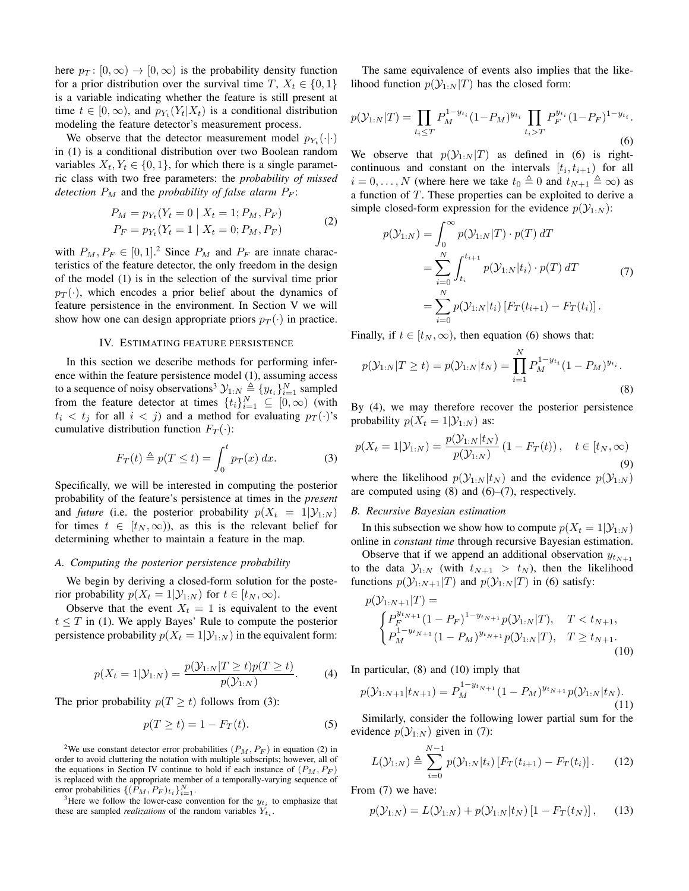here $p_T\colon [0,\infty) \to [0,\infty)$ is the probability density function for a prior distribution over the survival time $T$, $X_t \in \{0,1\}$ is a variable indicating whether the feature is still present at time $t \in [0,\infty)$, and $p_{Y_t}(Y_t|X_t)$ is a conditional distribution modeling the feature detector's measurement process.

We observe that the detector measurement model $p_{Y_t}(\cdot|\cdot)$ in (1) is a conditional distribution over two Boolean random variables $X_t, Y_t \in \{0,1\}$, for which there is a single parametric class with two free parameters: the *probability of missed detection* $P_M$ and the *probability of false alarm* $P_F$:

$$
\begin{aligned}
P_M &= p_{Y_t}(Y_t = 0 \mid X_t = 1; P_M, P_F) \\
P_F &= p_{Y_t}(Y_t = 1 \mid X_t = 0; P_M, P_F)
\end{aligned} \tag{2}
$$

with $P_M, P_F \in [0,1]$.[2] Since $P_M$ and $P_F$ are innate characteristics of the feature detector, the only freedom in the design of the model (1) is in the selection of the survival time prior $p_T(\cdot)$, which encodes a prior belief about the dynamics of feature persistence in the environment. In Section V we will show how one can design appropriate priors $p_T(\cdot)$ in practice.

## IV. Estimating feature persistence

In this section we describe methods for performing inference within the feature persistence model (1), assuming access to a sequence of noisy observations[3] $\mathcal{Y}_{1:N} \triangleq \{y_{t_i}\}_{i=1}^N$ sampled from the feature detector at times $\{t_i\}_{i=1}^N \subseteq [0,\infty)$ (with $t_i < t_j$ for all $i < j$) and a method for evaluating $p_T(\cdot)$'s cumulative distribution function $F_T(\cdot)$:

$$
F_T(t) \triangleq p(T \leq t) = \int_0^t p_T(x)\, dx. \tag{3}
$$

Specifically, we will be interested in computing the posterior probability of the feature's persistence at times in the *present* and *future* (i.e. the posterior probability $p(X_t = 1|\mathcal{Y}_{1:N})$ for times $t \in [t_N, \infty)$), as this is the relevant belief for determining whether to maintain a feature in the map.

### A. Computing the posterior persistence probability

We begin by deriving a closed-form solution for the posterior probability $p(X_t = 1|\mathcal{Y}_{1:N})$ for $t \in [t_N, \infty)$.

Observe that the event $X_t = 1$ is equivalent to the event $t \leq T$ in (1). We apply Bayes' Rule to compute the posterior persistence probability $p(X_t = 1|\mathcal{Y}_{1:N})$ in the equivalent form:

$$
p(X_t = 1|\mathcal{Y}_{1:N}) = \frac{p(\mathcal{Y}_{1:N}|T \geq t)p(T \geq t)}{p(\mathcal{Y}_{1:N})}. \tag{4}
$$

The prior probability $p(T \geq t)$ follows from (3):

$$
p(T \geq t) = 1 - F_T(t). \tag{5}
$$

The same equivalence of events also implies that the likelihood function $p(\mathcal{Y}_{1:N}|T)$ has the closed form:

$$
p(\mathcal{Y}_{1:N}|T) = \prod_{t_i \leq T} P_M^{1-y_{t_i}}(1-P_M)^{y_{t_i}} \prod_{t_i > T} P_F^{y_{t_i}}(1-P_F)^{1-y_{t_i}}. \tag{6}
$$

We observe that $p(\mathcal{Y}_{1:N}|T)$ as defined in (6) is right-continuous and constant on the intervals $[t_i, t_{i+1})$ for all $i = 0, \ldots, N$ (where here we take $t_0 \triangleq 0$ and $t_{N+1} \triangleq \infty$) as a function of $T$. These properties can be exploited to derive a simple closed-form expression for the evidence $p(\mathcal{Y}_{1:N})$:

$$
\begin{aligned}
p(\mathcal{Y}_{1:N}) &= \int_0^\infty p(\mathcal{Y}_{1:N}|T) \cdot p(T)\, dT \\
&= \sum_{i=0}^N \int_{t_i}^{t_{i+1}} p(\mathcal{Y}_{1:N}|t_i) \cdot p(T)\, dT \\
&= \sum_{i=0}^N p(\mathcal{Y}_{1:N}|t_i)\left[F_T(t_{i+1}) - F_T(t_i)\right].
\end{aligned} \tag{7}
$$

Finally, if $t \in [t_N, \infty)$, then equation (6) shows that:

$$
p(\mathcal{Y}_{1:N}|T \geq t) = p(\mathcal{Y}_{1:N}|t_N) = \prod_{i=1}^N P_M^{1-y_{t_i}}(1-P_M)^{y_{t_i}}. \tag{8}
$$

By (4), we may therefore recover the posterior persistence probability $p(X_t = 1|\mathcal{Y}_{1:N})$ as:

$$
p(X_t = 1|\mathcal{Y}_{1:N}) = \frac{p(\mathcal{Y}_{1:N}|t_N)}{p(\mathcal{Y}_{1:N})}\left(1 - F_T(t)\right), \quad t \in [t_N, \infty) \tag{9}
$$

where the likelihood $p(\mathcal{Y}_{1:N}|t_N)$ and the evidence $p(\mathcal{Y}_{1:N})$ are computed using (8) and (6)–(7), respectively.

### B. Recursive Bayesian estimation

In this subsection we show how to compute $p(X_t = 1|\mathcal{Y}_{1:N})$ online in *constant time* through recursive Bayesian estimation.

Observe that if we append an additional observation $y_{t_{N+1}}$ to the data $\mathcal{Y}_{1:N}$ (with $t_{N+1} > t_N$), then the likelihood functions $p(\mathcal{Y}_{1:N+1}|T)$ and $p(\mathcal{Y}_{1:N}|T)$ in (6) satisfy:

$$
p(\mathcal{Y}_{1:N+1}|T) = \begin{cases} P_F^{y_{t_{N+1}}}(1-P_F)^{1-y_{t_{N+1}}} p(\mathcal{Y}_{1:N}|T), & T < t_{N+1}, \\ P_M^{1-y_{t_{N+1}}}(1-P_M)^{y_{t_{N+1}}} p(\mathcal{Y}_{1:N}|T), & T \geq t_{N+1}. \end{cases} \tag{10}
$$

In particular, (8) and (10) imply that

$$
p(\mathcal{Y}_{1:N+1}|t_{N+1}) = P_M^{1-y_{t_{N+1}}}(1-P_M)^{y_{t_{N+1}}} p(\mathcal{Y}_{1:N}|t_N). \tag{11}
$$

Similarly, consider the following lower partial sum for the evidence $p(\mathcal{Y}_{1:N})$ given in (7):

$$
L(\mathcal{Y}_{1:N}) \triangleq \sum_{i=0}^{N-1} p(\mathcal{Y}_{1:N}|t_i)\left[F_T(t_{i+1}) - F_T(t_i)\right]. \tag{12}
$$

From (7) we have:

$$
p(\mathcal{Y}_{1:N}) = L(\mathcal{Y}_{1:N}) + p(\mathcal{Y}_{1:N}|t_N)\left[1 - F_T(t_N)\right], \tag{13}
$$

[2] We use constant detector error probabilities $(P_M, P_F)$ in equation (2) in order to avoid cluttering the notation with multiple subscripts; however, all of the equations in Section IV continue to hold if each instance of $(P_M, P_F)$ is replaced with the appropriate member of a temporally-varying sequence of error probabilities $\{(P_M, P_F)_{t_i}\}_{i=1}^N$.

[3] Here we follow the lower-case convention for the $y_{t_i}$ to emphasize that these are sampled *realizations* of the random variables $Y_{t_i}$.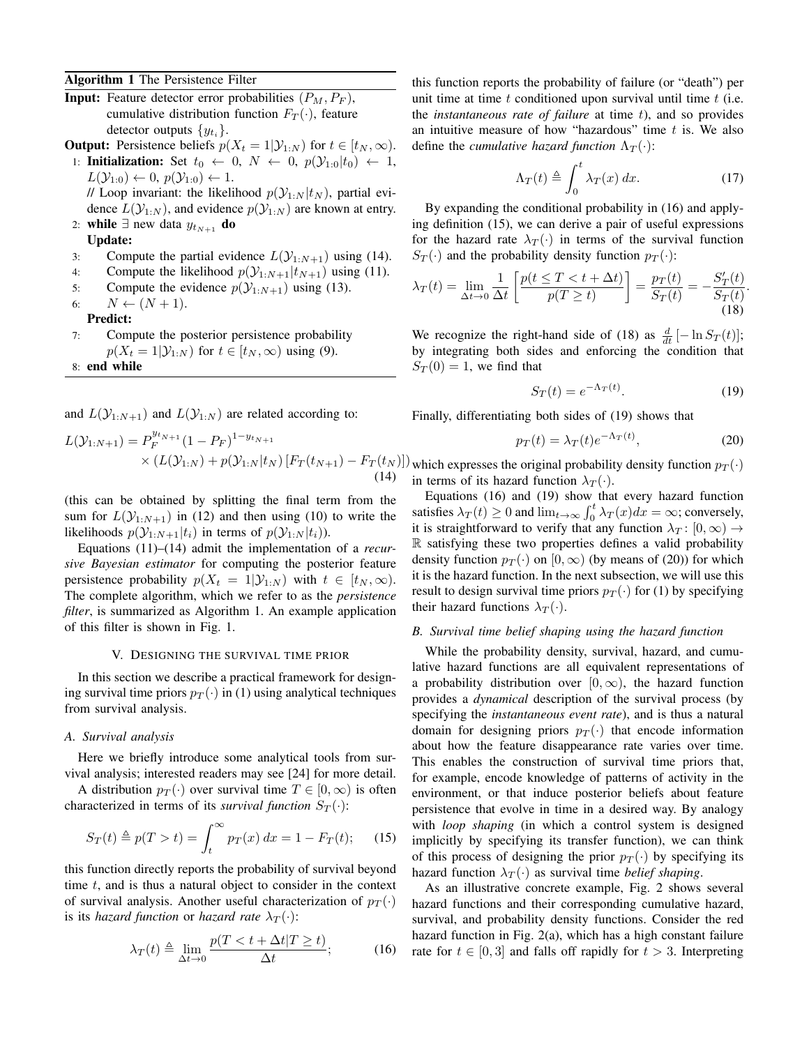**Algorithm 1** The Persistence Filter

**Input:** Feature detector error probabilities $(P_M, P_F)$, cumulative distribution function $F_T(\cdot)$, feature detector outputs $\{y_{t_i}\}$.

**Output:** Persistence beliefs $p(X_t = 1|\mathcal{Y}_{1:N})$ for $t \in [t_N, \infty)$.

1: **Initialization:** Set $t_0 \leftarrow 0$, $N \leftarrow 0$, $p(\mathcal{Y}_{1:0}|t_0) \leftarrow 1$, $L(\mathcal{Y}_{1:0}) \leftarrow 0$, $p(\mathcal{Y}_{1:0}) \leftarrow 1$.
   // Loop invariant: the likelihood $p(\mathcal{Y}_{1:N}|t_N)$, partial evidence $L(\mathcal{Y}_{1:N})$, and evidence $p(\mathcal{Y}_{1:N})$ are known at entry.
2: **while** $\exists$ new data $y_{t_{N+1}}$ **do**
   **Update:**
3: Compute the partial evidence $L(\mathcal{Y}_{1:N+1})$ using (14).
4: Compute the likelihood $p(\mathcal{Y}_{1:N+1}|t_{N+1})$ using (11).
5: Compute the evidence $p(\mathcal{Y}_{1:N+1})$ using (13).
6: $N \leftarrow (N+1)$.
   **Predict:**
7: Compute the posterior persistence probability $p(X_t = 1|\mathcal{Y}_{1:N})$ for $t \in [t_N, \infty)$ using (9).
8: **end while**

and $L(\mathcal{Y}_{1:N+1})$ and $L(\mathcal{Y}_{1:N})$ are related according to:

$$L(\mathcal{Y}_{1:N+1}) = P_F^{y_{t_{N+1}}}(1-P_F)^{1-y_{t_{N+1}}} \times \left(L(\mathcal{Y}_{1:N}) + p(\mathcal{Y}_{1:N}|t_N)\left[F_T(t_{N+1}) - F_T(t_N)\right]\right) \tag{14}$$

(this can be obtained by splitting the final term from the sum for $L(\mathcal{Y}_{1:N+1})$ in (12) and then using (10) to write the likelihoods $p(\mathcal{Y}_{1:N+1}|t_i)$ in terms of $p(\mathcal{Y}_{1:N}|t_i)$).

Equations (11)–(14) admit the implementation of a *recursive Bayesian estimator* for computing the posterior feature persistence probability $p(X_t = 1|\mathcal{Y}_{1:N})$ with $t \in [t_N, \infty)$. The complete algorithm, which we refer to as the *persistence filter*, is summarized as Algorithm 1. An example application of this filter is shown in Fig. 1.

## V. Designing the survival time prior

In this section we describe a practical framework for designing survival time priors $p_T(\cdot)$ in (1) using analytical techniques from survival analysis.

### A. Survival analysis

Here we briefly introduce some analytical tools from survival analysis; interested readers may see [24] for more detail.

A distribution $p_T(\cdot)$ over survival time $T \in [0, \infty)$ is often characterized in terms of its *survival function* $S_T(\cdot)$:

$$S_T(t) \triangleq p(T > t) = \int_t^\infty p_T(x)\,dx = 1 - F_T(t); \tag{15}$$

this function directly reports the probability of survival beyond time $t$, and is thus a natural object to consider in the context of survival analysis. Another useful characterization of $p_T(\cdot)$ is its *hazard function* or *hazard rate* $\lambda_T(\cdot)$:

$$\lambda_T(t) \triangleq \lim_{\Delta t \to 0} \frac{p(T < t + \Delta t | T \geq t)}{\Delta t}; \tag{16}$$

this function reports the probability of failure (or "death") per unit time at time $t$ conditioned upon survival until time $t$ (i.e. the *instantaneous rate of failure* at time $t$), and so provides an intuitive measure of how "hazardous" time $t$ is. We also define the *cumulative hazard function* $\Lambda_T(\cdot)$:

$$\Lambda_T(t) \triangleq \int_0^t \lambda_T(x)\,dx. \tag{17}$$

By expanding the conditional probability in (16) and applying definition (15), we can derive a pair of useful expressions for the hazard rate $\lambda_T(\cdot)$ in terms of the survival function $S_T(\cdot)$ and the probability density function $p_T(\cdot)$:

$$\lambda_T(t) = \lim_{\Delta t \to 0} \frac{1}{\Delta t}\left[\frac{p(t \leq T < t + \Delta t)}{p(T \geq t)}\right] = \frac{p_T(t)}{S_T(t)} = -\frac{S_T'(t)}{S_T(t)}. \tag{18}$$

We recognize the right-hand side of (18) as $\frac{d}{dt}\left[-\ln S_T(t)\right]$; by integrating both sides and enforcing the condition that $S_T(0) = 1$, we find that

$$S_T(t) = e^{-\Lambda_T(t)}. \tag{19}$$

Finally, differentiating both sides of (19) shows that

$$p_T(t) = \lambda_T(t)e^{-\Lambda_T(t)}, \tag{20}$$

which expresses the original probability density function $p_T(\cdot)$ in terms of its hazard function $\lambda_T(\cdot)$.

Equations (16) and (19) show that every hazard function satisfies $\lambda_T(t) \geq 0$ and $\lim_{t\to\infty} \int_0^t \lambda_T(x)dx = \infty$; conversely, it is straightforward to verify that any function $\lambda_T \colon [0, \infty) \to \mathbb{R}$ satisfying these two properties defines a valid probability density function $p_T(\cdot)$ on $[0, \infty)$ (by means of (20)) for which it is the hazard function. In the next subsection, we will use this result to design survival time priors $p_T(\cdot)$ for (1) by specifying their hazard functions $\lambda_T(\cdot)$.

### B. Survival time belief shaping using the hazard function

While the probability density, survival, hazard, and cumulative hazard functions are all equivalent representations of a probability distribution over $[0, \infty)$, the hazard function provides a *dynamical* description of the survival process (by specifying the *instantaneous event rate*), and is thus a natural domain for designing priors $p_T(\cdot)$ that encode information about how the feature disappearance rate varies over time. This enables the construction of survival time priors that, for example, encode knowledge of patterns of activity in the environment, or that induce posterior beliefs about feature persistence that evolve in time in a desired way. By analogy with *loop shaping* (in which a control system is designed implicitly by specifying its transfer function), we can think of this process of designing the prior $p_T(\cdot)$ by specifying its hazard function $\lambda_T(\cdot)$ as survival time *belief shaping*.

As an illustrative concrete example, Fig. 2 shows several hazard functions and their corresponding cumulative hazard, survival, and probability density functions. Consider the red hazard function in Fig. 2(a), which has a high constant failure rate for $t \in [0, 3]$ and falls off rapidly for $t > 3$. Interpreting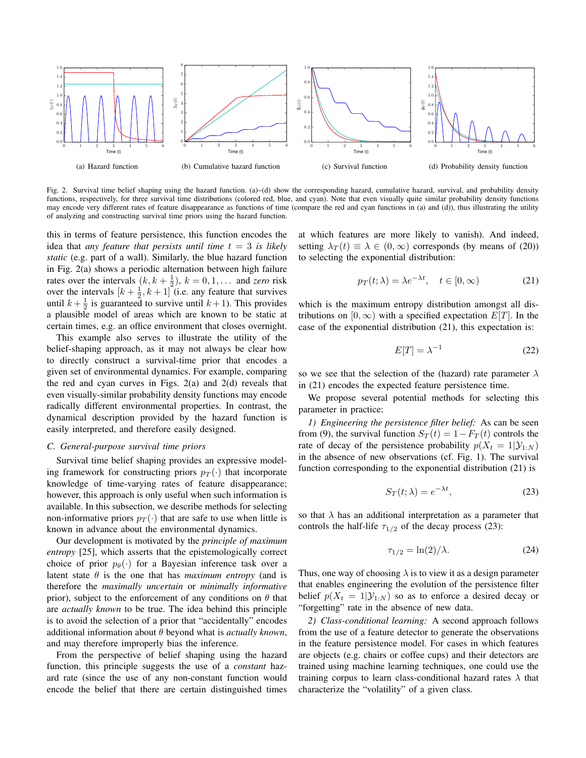(a) Hazard function

(b) Cumulative hazard function

(c) Survival function

(d) Probability density function

Fig. 2. Survival time belief shaping using the hazard function. (a)–(d) show the corresponding hazard, cumulative hazard, survival, and probability density functions, respectively, for three survival time distributions (colored red, blue, and cyan). Note that even visually quite similar probability density functions may encode very different rates of feature disappearance as functions of time (compare the red and cyan functions in (a) and (d)), thus illustrating the utility of analyzing and constructing survival time priors using the hazard function.

this in terms of feature persistence, this function encodes the idea that *any feature that persists until time $t = 3$ is likely static* (e.g. part of a wall). Similarly, the blue hazard function in Fig. 2(a) shows a periodic alternation between high failure rates over the intervals $(k, k + \frac{1}{2})$, $k = 0, 1, \ldots$ and *zero* risk over the intervals $[k + \frac{1}{2}, k + 1]$ (i.e. any feature that survives until $k + \frac{1}{2}$ is guaranteed to survive until $k+1$). This provides a plausible model of areas which are known to be static at certain times, e.g. an office environment that closes overnight.

This example also serves to illustrate the utility of the belief-shaping approach, as it may not always be clear how to directly construct a survival-time prior that encodes a given set of environmental dynamics. For example, comparing the red and cyan curves in Figs. 2(a) and 2(d) reveals that even visually-similar probability density functions may encode radically different environmental properties. In contrast, the dynamical description provided by the hazard function is easily interpreted, and therefore easily designed.

### C. General-purpose survival time priors

Survival time belief shaping provides an expressive modeling framework for constructing priors $p_T(\cdot)$ that incorporate knowledge of time-varying rates of feature disappearance; however, this approach is only useful when such information is available. In this subsection, we describe methods for selecting non-informative priors $p_T(\cdot)$ that are safe to use when little is known in advance about the environmental dynamics.

Our development is motivated by the *principle of maximum entropy* [25], which asserts that the epistemologically correct choice of prior $p_\theta(\cdot)$ for a Bayesian inference task over a latent state $\theta$ is the one that has *maximum entropy* (and is therefore the *maximally uncertain* or *minimally informative* prior), subject to the enforcement of any conditions on $\theta$ that are *actually known* to be true. The idea behind this principle is to avoid the selection of a prior that "accidentally" encodes additional information about $\theta$ beyond what is *actually known*, and may therefore improperly bias the inference.

From the perspective of belief shaping using the hazard function, this principle suggests the use of a *constant* hazard rate (since the use of any non-constant function would encode the belief that there are certain distinguished times at which features are more likely to vanish). And indeed, setting $\lambda_T(t) \equiv \lambda \in (0, \infty)$ corresponds (by means of (20)) to selecting the exponential distribution:

$$p_T(t; \lambda) = \lambda e^{-\lambda t}, \quad t \in [0, \infty) \tag{21}$$

which is the maximum entropy distribution amongst all distributions on $[0, \infty)$ with a specified expectation $E[T]$. In the case of the exponential distribution (21), this expectation is:

$$E[T] = \lambda^{-1} \tag{22}$$

so we see that the selection of the (hazard) rate parameter $\lambda$ in (21) encodes the expected feature persistence time.

We propose several potential methods for selecting this parameter in practice:

*1) Engineering the persistence filter belief:* As can be seen from (9), the survival function $S_T(t) = 1 - F_T(t)$ controls the rate of decay of the persistence probability $p(X_t = 1|\mathcal{Y}_{1:N})$ in the absence of new observations (cf. Fig. 1). The survival function corresponding to the exponential distribution (21) is

$$S_T(t; \lambda) = e^{-\lambda t}, \tag{23}$$

so that $\lambda$ has an additional interpretation as a parameter that controls the half-life $\tau_{1/2}$ of the decay process (23):

$$\tau_{1/2} = \ln(2)/\lambda. \tag{24}$$

Thus, one way of choosing $\lambda$ is to view it as a design parameter that enables engineering the evolution of the persistence filter belief $p(X_t = 1|\mathcal{Y}_{1:N})$ so as to enforce a desired decay or "forgetting" rate in the absence of new data.

*2) Class-conditional learning:* A second approach follows from the use of a feature detector to generate the observations in the feature persistence model. For cases in which features are objects (e.g. chairs or coffee cups) and their detectors are trained using machine learning techniques, one could use the training corpus to learn class-conditional hazard rates $\lambda$ that characterize the "volatility" of a given class.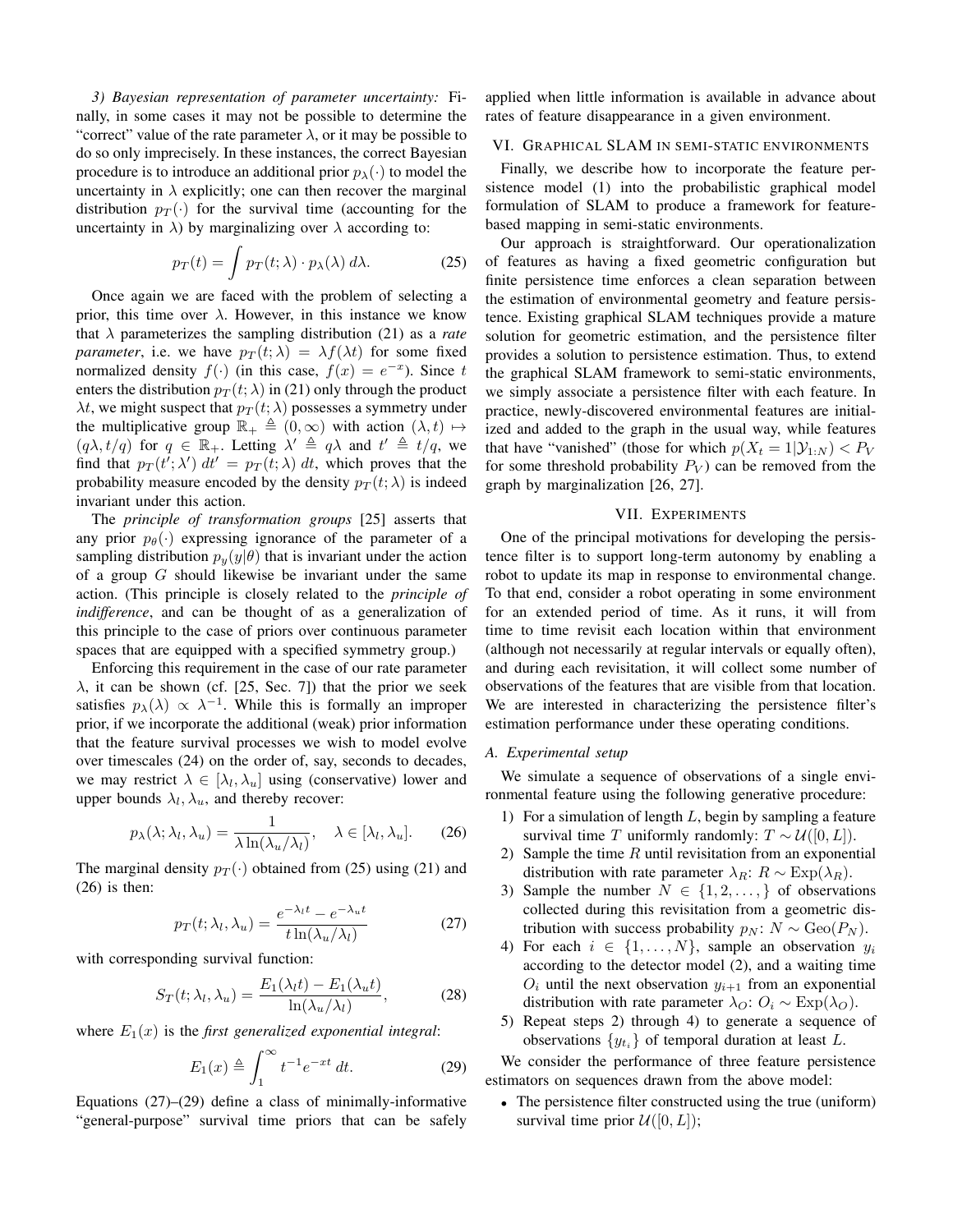*3) Bayesian representation of parameter uncertainty:* Finally, in some cases it may not be possible to determine the "correct" value of the rate parameter $\lambda$, or it may be possible to do so only imprecisely. In these instances, the correct Bayesian procedure is to introduce an additional prior $p_\lambda(\cdot)$ to model the uncertainty in $\lambda$ explicitly; one can then recover the marginal distribution $p_T(\cdot)$ for the survival time (accounting for the uncertainty in $\lambda$) by marginalizing over $\lambda$ according to:

$$p_T(t) = \int p_T(t;\lambda) \cdot p_\lambda(\lambda)\, d\lambda. \tag{25}$$

Once again we are faced with the problem of selecting a prior, this time over $\lambda$. However, in this instance we know that $\lambda$ parameterizes the sampling distribution (21) as a *rate parameter*, i.e. we have $p_T(t;\lambda) = \lambda f(\lambda t)$ for some fixed normalized density $f(\cdot)$ (in this case, $f(x) = e^{-x}$). Since $t$ enters the distribution $p_T(t;\lambda)$ in (21) only through the product $\lambda t$, we might suspect that $p_T(t;\lambda)$ possesses a symmetry under the multiplicative group $\mathbb{R}_+ \triangleq (0,\infty)$ with action $(\lambda, t) \mapsto (q\lambda, t/q)$ for $q \in \mathbb{R}_+$. Letting $\lambda' \triangleq q\lambda$ and $t' \triangleq t/q$, we find that $p_T(t';\lambda')\, dt' = p_T(t;\lambda)\, dt$, which proves that the probability measure encoded by the density $p_T(t;\lambda)$ is indeed invariant under this action.

The *principle of transformation groups* [25] asserts that any prior $p_\theta(\cdot)$ expressing ignorance of the parameter of a sampling distribution $p_y(y|\theta)$ that is invariant under the action of a group $G$ should likewise be invariant under the same action. (This principle is closely related to the *principle of indifference*, and can be thought of as a generalization of this principle to the case of priors over continuous parameter spaces that are equipped with a specified symmetry group.)

Enforcing this requirement in the case of our rate parameter $\lambda$, it can be shown (cf. [25, Sec. 7]) that the prior we seek satisfies $p_\lambda(\lambda) \propto \lambda^{-1}$. While this is formally an improper prior, if we incorporate the additional (weak) prior information that the feature survival processes we wish to model evolve over timescales (24) on the order of, say, seconds to decades, we may restrict $\lambda \in [\lambda_l, \lambda_u]$ using (conservative) lower and upper bounds $\lambda_l, \lambda_u$, and thereby recover:

$$p_\lambda(\lambda; \lambda_l, \lambda_u) = \frac{1}{\lambda \ln(\lambda_u/\lambda_l)}, \quad \lambda \in [\lambda_l, \lambda_u]. \tag{26}$$

The marginal density $p_T(\cdot)$ obtained from (25) using (21) and (26) is then:

$$p_T(t; \lambda_l, \lambda_u) = \frac{e^{-\lambda_l t} - e^{-\lambda_u t}}{t \ln(\lambda_u/\lambda_l)} \tag{27}$$

with corresponding survival function:

$$S_T(t; \lambda_l, \lambda_u) = \frac{E_1(\lambda_l t) - E_1(\lambda_u t)}{\ln(\lambda_u/\lambda_l)}, \tag{28}$$

where $E_1(x)$ is the *first generalized exponential integral*:

$$E_1(x) \triangleq \int_1^\infty t^{-1} e^{-xt}\, dt. \tag{29}$$

Equations (27)–(29) define a class of minimally-informative "general-purpose" survival time priors that can be safely applied when little information is available in advance about rates of feature disappearance in a given environment.

## VI. Graphical SLAM in semi-static environments

Finally, we describe how to incorporate the feature persistence model (1) into the probabilistic graphical model formulation of SLAM to produce a framework for feature-based mapping in semi-static environments.

Our approach is straightforward. Our operationalization of features as having a fixed geometric configuration but finite persistence time enforces a clean separation between the estimation of environmental geometry and feature persistence. Existing graphical SLAM techniques provide a mature solution for geometric estimation, and the persistence filter provides a solution to persistence estimation. Thus, to extend the graphical SLAM framework to semi-static environments, we simply associate a persistence filter with each feature. In practice, newly-discovered environmental features are initialized and added to the graph in the usual way, while features that have "vanished" (those for which $p(X_t = 1|\mathcal{Y}_{1:N}) < P_V$ for some threshold probability $P_V$) can be removed from the graph by marginalization [26, 27].

## VII. Experiments

One of the principal motivations for developing the persistence filter is to support long-term autonomy by enabling a robot to update its map in response to environmental change. To that end, consider a robot operating in some environment for an extended period of time. As it runs, it will from time to time revisit each location within that environment (although not necessarily at regular intervals or equally often), and during each revisitation, it will collect some number of observations of the features that are visible from that location. We are interested in characterizing the persistence filter's estimation performance under these operating conditions.

### A. Experimental setup

We simulate a sequence of observations of a single environmental feature using the following generative procedure:

1) For a simulation of length $L$, begin by sampling a feature survival time $T$ uniformly randomly: $T \sim \mathcal{U}([0, L])$.
2) Sample the time $R$ until revisitation from an exponential distribution with rate parameter $\lambda_R$: $R \sim \mathrm{Exp}(\lambda_R)$.
3) Sample the number $N \in \{1, 2, \ldots,\}$ of observations collected during this revisitation from a geometric distribution with success probability $p_N$: $N \sim \mathrm{Geo}(P_N)$.
4) For each $i \in \{1, \ldots, N\}$, sample an observation $y_i$ according to the detector model (2), and a waiting time $O_i$ until the next observation $y_{i+1}$ from an exponential distribution with rate parameter $\lambda_O$: $O_i \sim \mathrm{Exp}(\lambda_O)$.
5) Repeat steps 2) through 4) to generate a sequence of observations $\{y_{t_i}\}$ of temporal duration at least $L$.

We consider the performance of three feature persistence estimators on sequences drawn from the above model:

- The persistence filter constructed using the true (uniform) survival time prior $\mathcal{U}([0, L])$;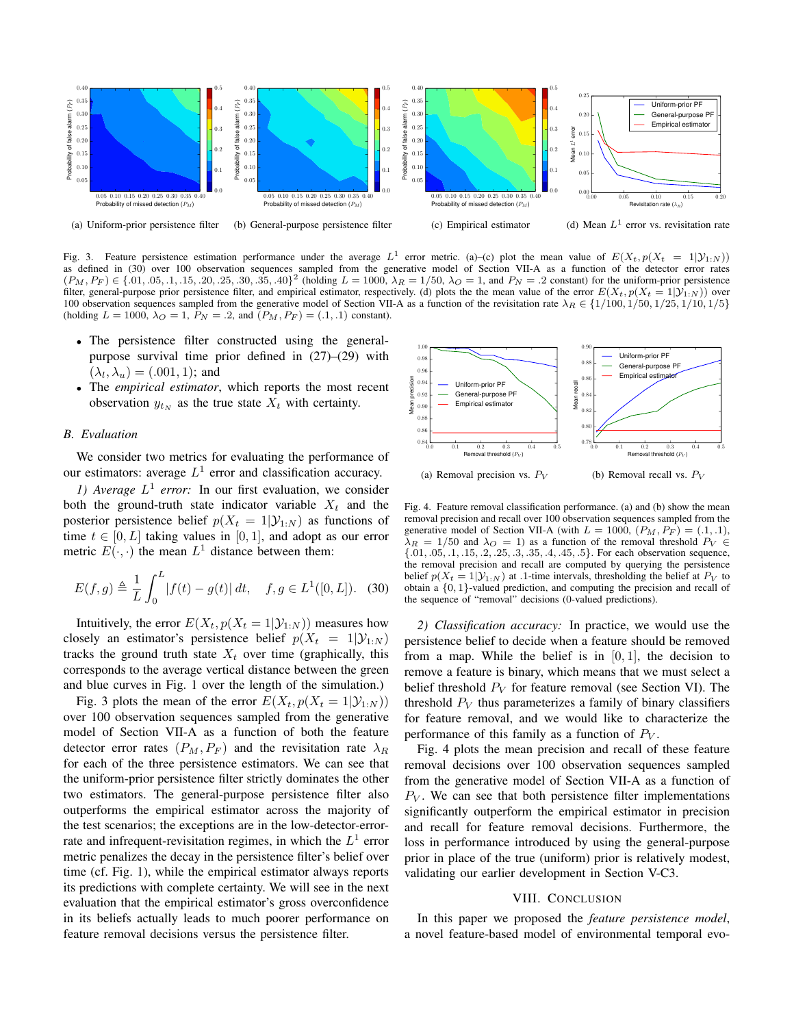(a) Uniform-prior persistence filter (b) General-purpose persistence filter (c) Empirical estimator (d) Mean $L^1$ error vs. revisitation rate

Fig. 3. Feature persistence estimation performance under the average $L^1$ error metric. (a)–(c) plot the mean value of $E(X_t, p(X_t = 1|\mathcal{Y}_{1:N}))$ as defined in (30) over 100 observation sequences sampled from the generative model of Section VII-A as a function of the detector error rates $(P_M, P_F) \in \{.01, .05, .1, .15, .20, .25, .30, .35, .40\}^2$ (holding $L = 1000$, $\lambda_R = 1/50$, $\lambda_O = 1$, and $P_N = .2$ constant) for the uniform-prior persistence filter, general-purpose prior persistence filter, and empirical estimator, respectively. (d) plots the mean value of the error $E(X_t, p(X_t = 1|\mathcal{Y}_{1:N}))$ over 100 observation sequences sampled from the generative model of Section VII-A as a function of the revisitation rate $\lambda_R \in \{1/100, 1/50, 1/25, 1/10, 1/5\}$ (holding $L = 1000$, $\lambda_O = 1$, $P_N = .2$, and $(P_M, P_F) = (.1, .1)$ constant).

- The persistence filter constructed using the general-purpose survival time prior defined in (27)–(29) with $(\lambda_l, \lambda_u) = (.001, 1)$; and
- The *empirical estimator*, which reports the most recent observation $y_{t_N}$ as the true state $X_t$ with certainty.

### B. Evaluation

We consider two metrics for evaluating the performance of our estimators: average $L^1$ error and classification accuracy.

*1) Average $L^1$ error:* In our first evaluation, we consider both the ground-truth state indicator variable $X_t$ and the posterior persistence belief $p(X_t = 1|\mathcal{Y}_{1:N})$ as functions of time $t \in [0, L]$ taking values in $[0, 1]$, and adopt as our error metric $E(\cdot, \cdot)$ the mean $L^1$ distance between them:

$$E(f, g) \triangleq \frac{1}{L} \int_0^L |f(t) - g(t)| \, dt, \quad f, g \in L^1([0, L]). \quad (30)$$

Intuitively, the error $E(X_t, p(X_t = 1|\mathcal{Y}_{1:N}))$ measures how closely an estimator's persistence belief $p(X_t = 1|\mathcal{Y}_{1:N})$ tracks the ground truth state $X_t$ over time (graphically, this corresponds to the average vertical distance between the green and blue curves in Fig. 1 over the length of the simulation.)

Fig. 3 plots the mean of the error $E(X_t, p(X_t = 1|\mathcal{Y}_{1:N}))$ over 100 observation sequences sampled from the generative model of Section VII-A as a function of both the feature detector error rates $(P_M, P_F)$ and the revisitation rate $\lambda_R$ for each of the three persistence estimators. We can see that the uniform-prior persistence filter strictly dominates the other two estimators. The general-purpose persistence filter also outperforms the empirical estimator across the majority of the test scenarios; the exceptions are in the low-detector-error-rate and infrequent-revisitation regimes, in which the $L^1$ error metric penalizes the decay in the persistence filter's belief over time (cf. Fig. 1), while the empirical estimator always reports its predictions with complete certainty. We will see in the next evaluation that the empirical estimator's gross overconfidence in its beliefs actually leads to much poorer performance on feature removal decisions versus the persistence filter.

(a) Removal precision vs. $P_V$ (b) Removal recall vs. $P_V$

Fig. 4. Feature removal classification performance. (a) and (b) show the mean removal precision and recall over 100 observation sequences sampled from the generative model of Section VII-A (with $L = 1000$, $(P_M, P_F) = (.1, .1)$, $\lambda_R = 1/50$ and $\lambda_O = 1$) as a function of the removal threshold $P_V \in \{.01, .05, .1, .15, .2, .25, .3, .35, .4, .45, .5\}$. For each observation sequence, the removal precision and recall are computed by querying the persistence belief $p(X_t = 1|\mathcal{Y}_{1:N})$ at .1-time intervals, thresholding the belief at $P_V$ to obtain a $\{0, 1\}$-valued prediction, and computing the precision and recall of the sequence of "removal" decisions (0-valued predictions).

*2) Classification accuracy:* In practice, we would use the persistence belief to decide when a feature should be removed from a map. While the belief is in $[0, 1]$, the decision to remove a feature is binary, which means that we must select a belief threshold $P_V$ for feature removal (see Section VI). The threshold $P_V$ thus parameterizes a family of binary classifiers for feature removal, and we would like to characterize the performance of this family as a function of $P_V$.

Fig. 4 plots the mean precision and recall of these feature removal decisions over 100 observation sequences sampled from the generative model of Section VII-A as a function of $P_V$. We can see that both persistence filter implementations significantly outperform the empirical estimator in precision and recall for feature removal decisions. Furthermore, the loss in performance introduced by using the general-purpose prior in place of the true (uniform) prior is relatively modest, validating our earlier development in Section V-C3.

## VIII. Conclusion

In this paper we proposed the *feature persistence model*, a novel feature-based model of environmental temporal evo-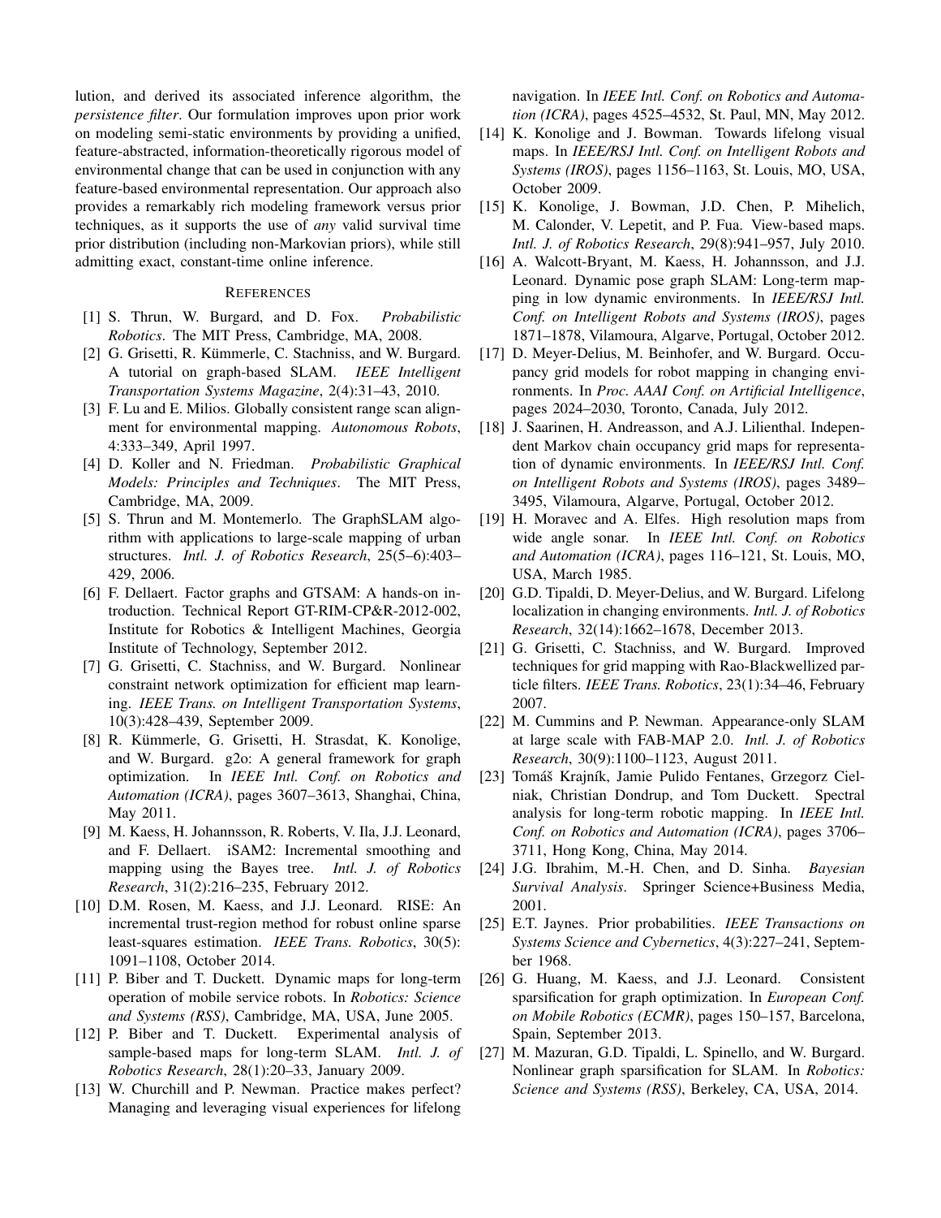lution, and derived its associated inference algorithm, the *persistence filter*. Our formulation improves upon prior work on modeling semi-static environments by providing a unified, feature-abstracted, information-theoretically rigorous model of environmental change that can be used in conjunction with any feature-based environmental representation. Our approach also provides a remarkably rich modeling framework versus prior techniques, as it supports the use of *any* valid survival time prior distribution (including non-Markovian priors), while still admitting exact, constant-time online inference.

## References

[1] S. Thrun, W. Burgard, and D. Fox. *Probabilistic Robotics*. The MIT Press, Cambridge, MA, 2008.

[2] G. Grisetti, R. Kümmerle, C. Stachniss, and W. Burgard. A tutorial on graph-based SLAM. *IEEE Intelligent Transportation Systems Magazine*, 2(4):31–43, 2010.

[3] F. Lu and E. Milios. Globally consistent range scan alignment for environmental mapping. *Autonomous Robots*, 4:333–349, April 1997.

[4] D. Koller and N. Friedman. *Probabilistic Graphical Models: Principles and Techniques*. The MIT Press, Cambridge, MA, 2009.

[5] S. Thrun and M. Montemerlo. The GraphSLAM algorithm with applications to large-scale mapping of urban structures. *Intl. J. of Robotics Research*, 25(5–6):403–429, 2006.

[6] F. Dellaert. Factor graphs and GTSAM: A hands-on introduction. Technical Report GT-RIM-CP&R-2012-002, Institute for Robotics & Intelligent Machines, Georgia Institute of Technology, September 2012.

[7] G. Grisetti, C. Stachniss, and W. Burgard. Nonlinear constraint network optimization for efficient map learning. *IEEE Trans. on Intelligent Transportation Systems*, 10(3):428–439, September 2009.

[8] R. Kümmerle, G. Grisetti, H. Strasdat, K. Konolige, and W. Burgard. g2o: A general framework for graph optimization. In *IEEE Intl. Conf. on Robotics and Automation (ICRA)*, pages 3607–3613, Shanghai, China, May 2011.

[9] M. Kaess, H. Johannsson, R. Roberts, V. Ila, J.J. Leonard, and F. Dellaert. iSAM2: Incremental smoothing and mapping using the Bayes tree. *Intl. J. of Robotics Research*, 31(2):216–235, February 2012.

[10] D.M. Rosen, M. Kaess, and J.J. Leonard. RISE: An incremental trust-region method for robust online sparse least-squares estimation. *IEEE Trans. Robotics*, 30(5): 1091–1108, October 2014.

[11] P. Biber and T. Duckett. Dynamic maps for long-term operation of mobile service robots. In *Robotics: Science and Systems (RSS)*, Cambridge, MA, USA, June 2005.

[12] P. Biber and T. Duckett. Experimental analysis of sample-based maps for long-term SLAM. *Intl. J. of Robotics Research*, 28(1):20–33, January 2009.

[13] W. Churchill and P. Newman. Practice makes perfect? Managing and leveraging visual experiences for lifelong navigation. In *IEEE Intl. Conf. on Robotics and Automation (ICRA)*, pages 4525–4532, St. Paul, MN, May 2012.

[14] K. Konolige and J. Bowman. Towards lifelong visual maps. In *IEEE/RSJ Intl. Conf. on Intelligent Robots and Systems (IROS)*, pages 1156–1163, St. Louis, MO, USA, October 2009.

[15] K. Konolige, J. Bowman, J.D. Chen, P. Mihelich, M. Calonder, V. Lepetit, and P. Fua. View-based maps. *Intl. J. of Robotics Research*, 29(8):941–957, July 2010.

[16] A. Walcott-Bryant, M. Kaess, H. Johannsson, and J.J. Leonard. Dynamic pose graph SLAM: Long-term mapping in low dynamic environments. In *IEEE/RSJ Intl. Conf. on Intelligent Robots and Systems (IROS)*, pages 1871–1878, Vilamoura, Algarve, Portugal, October 2012.

[17] D. Meyer-Delius, M. Beinhofer, and W. Burgard. Occupancy grid models for robot mapping in changing environments. In *Proc. AAAI Conf. on Artificial Intelligence*, pages 2024–2030, Toronto, Canada, July 2012.

[18] J. Saarinen, H. Andreasson, and A.J. Lilienthal. Independent Markov chain occupancy grid maps for representation of dynamic environments. In *IEEE/RSJ Intl. Conf. on Intelligent Robots and Systems (IROS)*, pages 3489–3495, Vilamoura, Algarve, Portugal, October 2012.

[19] H. Moravec and A. Elfes. High resolution maps from wide angle sonar. In *IEEE Intl. Conf. on Robotics and Automation (ICRA)*, pages 116–121, St. Louis, MO, USA, March 1985.

[20] G.D. Tipaldi, D. Meyer-Delius, and W. Burgard. Lifelong localization in changing environments. *Intl. J. of Robotics Research*, 32(14):1662–1678, December 2013.

[21] G. Grisetti, C. Stachniss, and W. Burgard. Improved techniques for grid mapping with Rao-Blackwellized particle filters. *IEEE Trans. Robotics*, 23(1):34–46, February 2007.

[22] M. Cummins and P. Newman. Appearance-only SLAM at large scale with FAB-MAP 2.0. *Intl. J. of Robotics Research*, 30(9):1100–1123, August 2011.

[23] Tomáš Krajník, Jamie Pulido Fentanes, Grzegorz Cielniak, Christian Dondrup, and Tom Duckett. Spectral analysis for long-term robotic mapping. In *IEEE Intl. Conf. on Robotics and Automation (ICRA)*, pages 3706–3711, Hong Kong, China, May 2014.

[24] J.G. Ibrahim, M.-H. Chen, and D. Sinha. *Bayesian Survival Analysis*. Springer Science+Business Media, 2001.

[25] E.T. Jaynes. Prior probabilities. *IEEE Transactions on Systems Science and Cybernetics*, 4(3):227–241, September 1968.

[26] G. Huang, M. Kaess, and J.J. Leonard. Consistent sparsification for graph optimization. In *European Conf. on Mobile Robotics (ECMR)*, pages 150–157, Barcelona, Spain, September 2013.

[27] M. Mazuran, G.D. Tipaldi, L. Spinello, and W. Burgard. Nonlinear graph sparsification for SLAM. In *Robotics: Science and Systems (RSS)*, Berkeley, CA, USA, 2014.